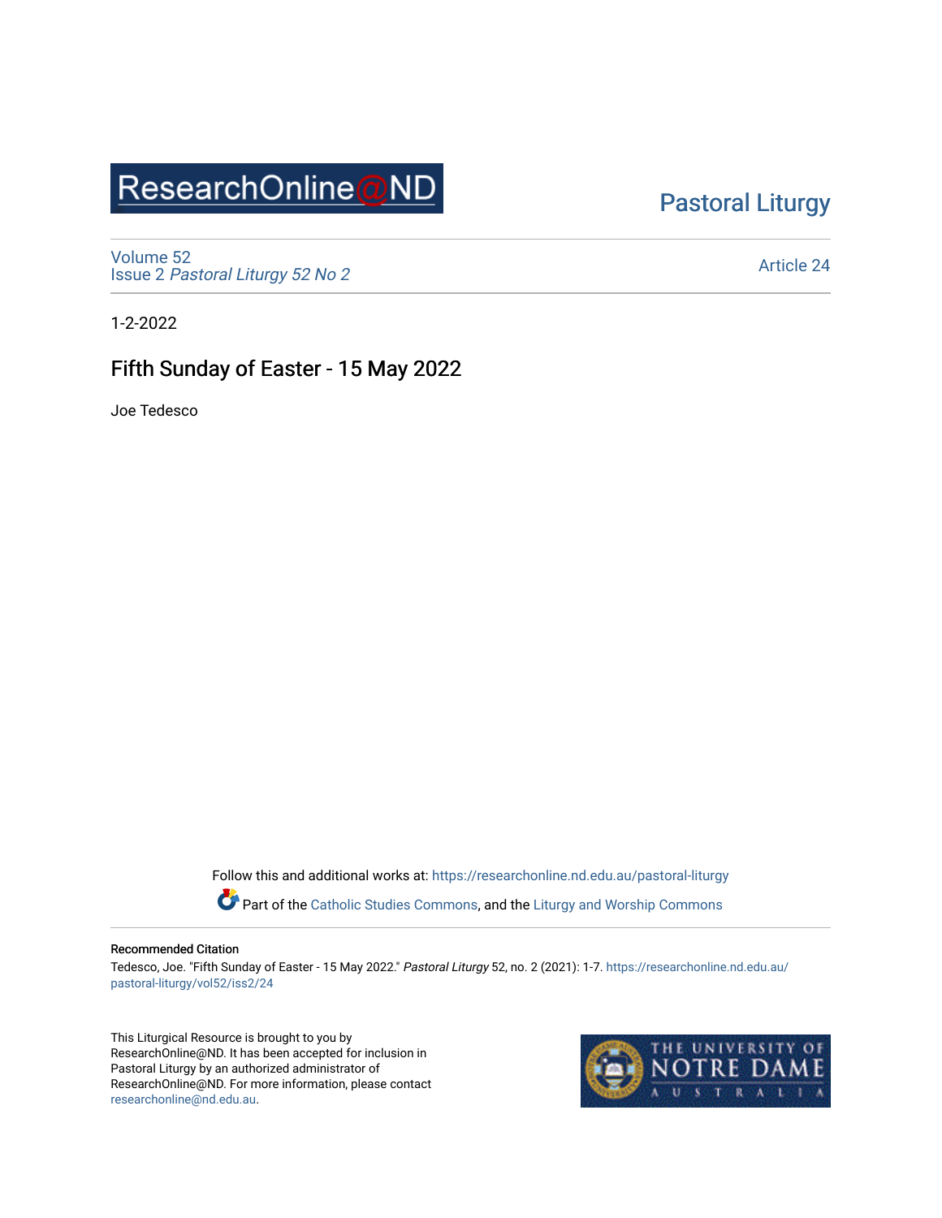ResearchOnline@ND

Pastoral Liturgy

Volume 52
Issue 2 *Pastoral Liturgy 52 No 2*

Article 24

1-2-2022

# Fifth Sunday of Easter - 15 May 2022

Joe Tedesco

Follow this and additional works at: https://researchonline.nd.edu.au/pastoral-liturgy

Part of the Catholic Studies Commons, and the Liturgy and Worship Commons

**Recommended Citation**

Tedesco, Joe. "Fifth Sunday of Easter - 15 May 2022." *Pastoral Liturgy* 52, no. 2 (2021): 1-7. https://researchonline.nd.edu.au/pastoral-liturgy/vol52/iss2/24

This Liturgical Resource is brought to you by ResearchOnline@ND. It has been accepted for inclusion in Pastoral Liturgy by an authorized administrator of ResearchOnline@ND. For more information, please contact researchonline@nd.edu.au.

THE UNIVERSITY OF NOTRE DAME AUSTRALIA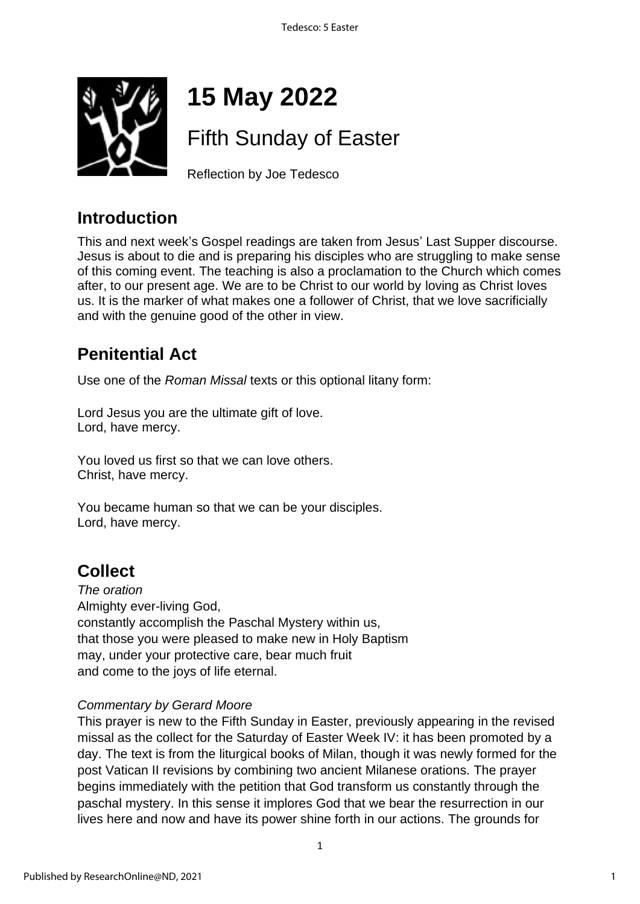# 15 May 2022

## Fifth Sunday of Easter

Reflection by Joe Tedesco

## Introduction

This and next week's Gospel readings are taken from Jesus' Last Supper discourse. Jesus is about to die and is preparing his disciples who are struggling to make sense of this coming event. The teaching is also a proclamation to the Church which comes after, to our present age. We are to be Christ to our world by loving as Christ loves us. It is the marker of what makes one a follower of Christ, that we love sacrificially and with the genuine good of the other in view.

## Penitential Act

Use one of the *Roman Missal* texts or this optional litany form:

Lord Jesus you are the ultimate gift of love.
Lord, have mercy.

You loved us first so that we can love others.
Christ, have mercy.

You became human so that we can be your disciples.
Lord, have mercy.

## Collect

*The oration*
Almighty ever-living God,
constantly accomplish the Paschal Mystery within us,
that those you were pleased to make new in Holy Baptism
may, under your protective care, bear much fruit
and come to the joys of life eternal.

*Commentary by Gerard Moore*
This prayer is new to the Fifth Sunday in Easter, previously appearing in the revised missal as the collect for the Saturday of Easter Week IV: it has been promoted by a day. The text is from the liturgical books of Milan, though it was newly formed for the post Vatican II revisions by combining two ancient Milanese orations. The prayer begins immediately with the petition that God transform us constantly through the paschal mystery. In this sense it implores God that we bear the resurrection in our lives here and now and have its power shine forth in our actions. The grounds for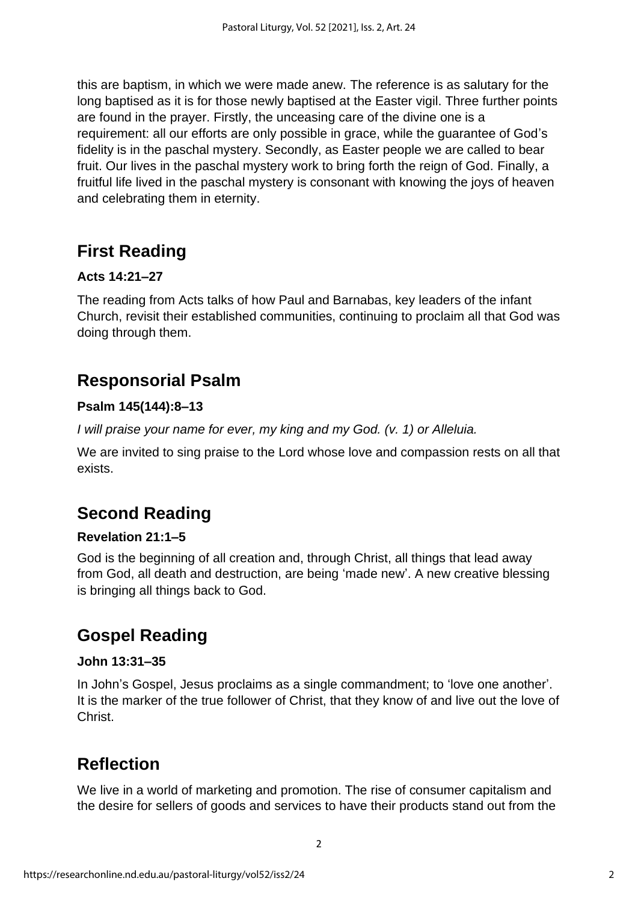this are baptism, in which we were made anew. The reference is as salutary for the long baptised as it is for those newly baptised at the Easter vigil. Three further points are found in the prayer. Firstly, the unceasing care of the divine one is a requirement: all our efforts are only possible in grace, while the guarantee of God's fidelity is in the paschal mystery. Secondly, as Easter people we are called to bear fruit. Our lives in the paschal mystery work to bring forth the reign of God. Finally, a fruitful life lived in the paschal mystery is consonant with knowing the joys of heaven and celebrating them in eternity.

## First Reading

**Acts 14:21–27**

The reading from Acts talks of how Paul and Barnabas, key leaders of the infant Church, revisit their established communities, continuing to proclaim all that God was doing through them.

## Responsorial Psalm

**Psalm 145(144):8–13**

*I will praise your name for ever, my king and my God. (v. 1) or Alleluia.*

We are invited to sing praise to the Lord whose love and compassion rests on all that exists.

## Second Reading

**Revelation 21:1–5**

God is the beginning of all creation and, through Christ, all things that lead away from God, all death and destruction, are being 'made new'. A new creative blessing is bringing all things back to God.

## Gospel Reading

**John 13:31–35**

In John's Gospel, Jesus proclaims as a single commandment; to 'love one another'. It is the marker of the true follower of Christ, that they know of and live out the love of Christ.

## Reflection

We live in a world of marketing and promotion. The rise of consumer capitalism and the desire for sellers of goods and services to have their products stand out from the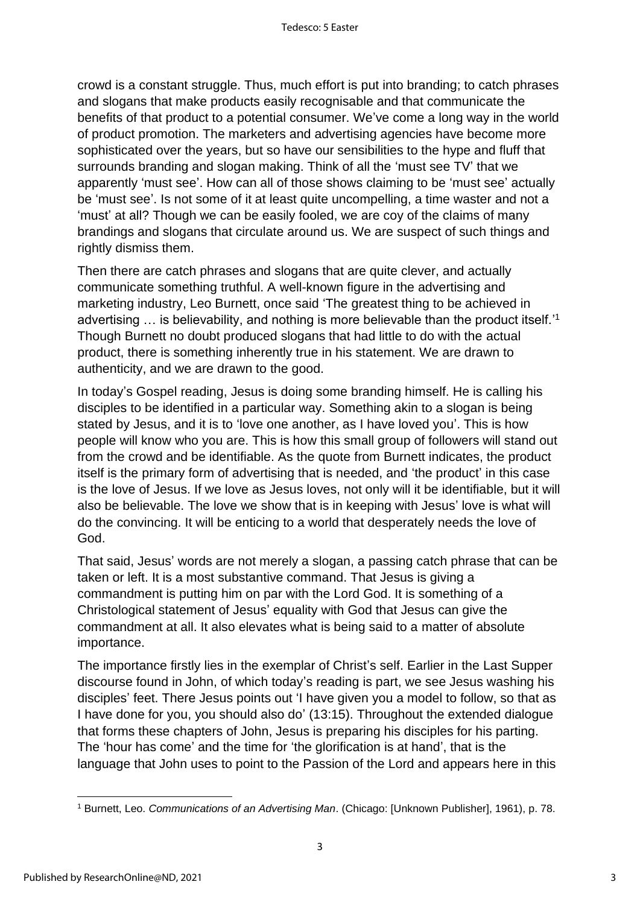crowd is a constant struggle. Thus, much effort is put into branding; to catch phrases and slogans that make products easily recognisable and that communicate the benefits of that product to a potential consumer. We've come a long way in the world of product promotion. The marketers and advertising agencies have become more sophisticated over the years, but so have our sensibilities to the hype and fluff that surrounds branding and slogan making. Think of all the 'must see TV' that we apparently 'must see'. How can all of those shows claiming to be 'must see' actually be 'must see'. Is not some of it at least quite uncompelling, a time waster and not a 'must' at all? Though we can be easily fooled, we are coy of the claims of many brandings and slogans that circulate around us. We are suspect of such things and rightly dismiss them.

Then there are catch phrases and slogans that are quite clever, and actually communicate something truthful. A well-known figure in the advertising and marketing industry, Leo Burnett, once said 'The greatest thing to be achieved in advertising … is believability, and nothing is more believable than the product itself.'[1] Though Burnett no doubt produced slogans that had little to do with the actual product, there is something inherently true in his statement. We are drawn to authenticity, and we are drawn to the good.

In today's Gospel reading, Jesus is doing some branding himself. He is calling his disciples to be identified in a particular way. Something akin to a slogan is being stated by Jesus, and it is to 'love one another, as I have loved you'. This is how people will know who you are. This is how this small group of followers will stand out from the crowd and be identifiable. As the quote from Burnett indicates, the product itself is the primary form of advertising that is needed, and 'the product' in this case is the love of Jesus. If we love as Jesus loves, not only will it be identifiable, but it will also be believable. The love we show that is in keeping with Jesus' love is what will do the convincing. It will be enticing to a world that desperately needs the love of God.

That said, Jesus' words are not merely a slogan, a passing catch phrase that can be taken or left. It is a most substantive command. That Jesus is giving a commandment is putting him on par with the Lord God. It is something of a Christological statement of Jesus' equality with God that Jesus can give the commandment at all. It also elevates what is being said to a matter of absolute importance.

The importance firstly lies in the exemplar of Christ's self. Earlier in the Last Supper discourse found in John, of which today's reading is part, we see Jesus washing his disciples' feet. There Jesus points out 'I have given you a model to follow, so that as I have done for you, you should also do' (13:15). Throughout the extended dialogue that forms these chapters of John, Jesus is preparing his disciples for his parting. The 'hour has come' and the time for 'the glorification is at hand', that is the language that John uses to point to the Passion of the Lord and appears here in this

[1] Burnett, Leo. *Communications of an Advertising Man*. (Chicago: [Unknown Publisher], 1961), p. 78.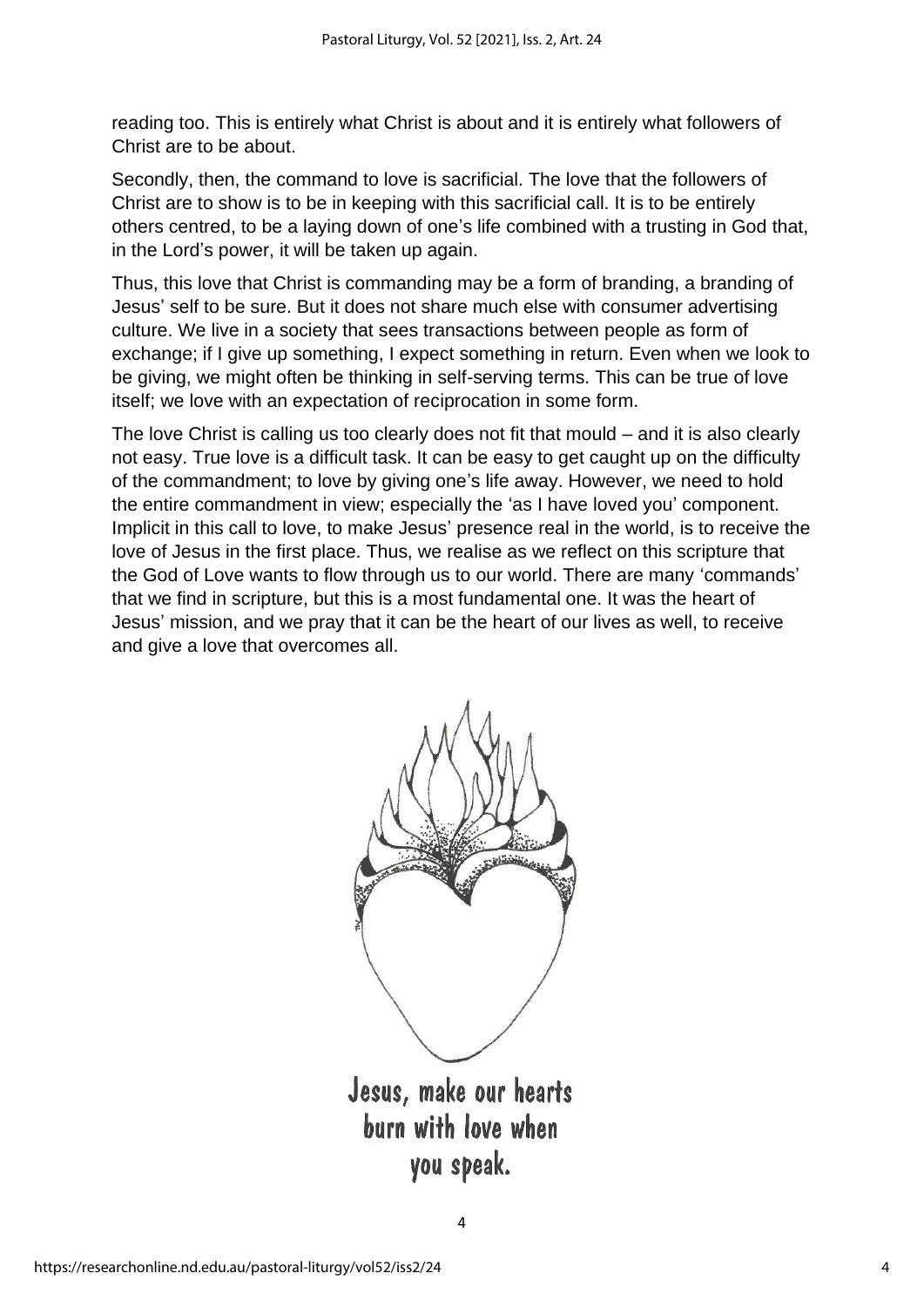reading too. This is entirely what Christ is about and it is entirely what followers of Christ are to be about.

Secondly, then, the command to love is sacrificial. The love that the followers of Christ are to show is to be in keeping with this sacrificial call. It is to be entirely others centred, to be a laying down of one's life combined with a trusting in God that, in the Lord's power, it will be taken up again.

Thus, this love that Christ is commanding may be a form of branding, a branding of Jesus' self to be sure. But it does not share much else with consumer advertising culture. We live in a society that sees transactions between people as form of exchange; if I give up something, I expect something in return. Even when we look to be giving, we might often be thinking in self-serving terms. This can be true of love itself; we love with an expectation of reciprocation in some form.

The love Christ is calling us too clearly does not fit that mould – and it is also clearly not easy. True love is a difficult task. It can be easy to get caught up on the difficulty of the commandment; to love by giving one's life away. However, we need to hold the entire commandment in view; especially the 'as I have loved you' component. Implicit in this call to love, to make Jesus' presence real in the world, is to receive the love of Jesus in the first place. Thus, we realise as we reflect on this scripture that the God of Love wants to flow through us to our world. There are many 'commands' that we find in scripture, but this is a most fundamental one. It was the heart of Jesus' mission, and we pray that it can be the heart of our lives as well, to receive and give a love that overcomes all.

Jesus, make our hearts burn with love when you speak.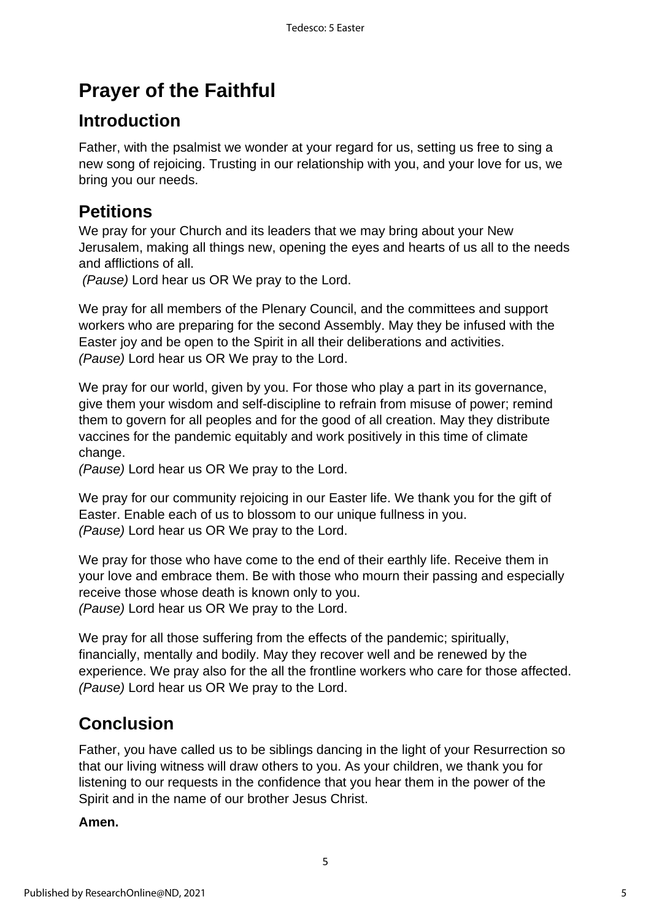# Prayer of the Faithful

## Introduction

Father, with the psalmist we wonder at your regard for us, setting us free to sing a new song of rejoicing. Trusting in our relationship with you, and your love for us, we bring you our needs.

## Petitions

We pray for your Church and its leaders that we may bring about your New Jerusalem, making all things new, opening the eyes and hearts of us all to the needs and afflictions of all.
*(Pause)* Lord hear us OR We pray to the Lord.

We pray for all members of the Plenary Council, and the committees and support workers who are preparing for the second Assembly. May they be infused with the Easter joy and be open to the Spirit in all their deliberations and activities.
*(Pause)* Lord hear us OR We pray to the Lord.

We pray for our world, given by you. For those who play a part in its governance, give them your wisdom and self-discipline to refrain from misuse of power; remind them to govern for all peoples and for the good of all creation. May they distribute vaccines for the pandemic equitably and work positively in this time of climate change.
*(Pause)* Lord hear us OR We pray to the Lord.

We pray for our community rejoicing in our Easter life. We thank you for the gift of Easter. Enable each of us to blossom to our unique fullness in you.
*(Pause)* Lord hear us OR We pray to the Lord.

We pray for those who have come to the end of their earthly life. Receive them in your love and embrace them. Be with those who mourn their passing and especially receive those whose death is known only to you.
*(Pause)* Lord hear us OR We pray to the Lord.

We pray for all those suffering from the effects of the pandemic; spiritually, financially, mentally and bodily. May they recover well and be renewed by the experience. We pray also for the all the frontline workers who care for those affected.
*(Pause)* Lord hear us OR We pray to the Lord.

## Conclusion

Father, you have called us to be siblings dancing in the light of your Resurrection so that our living witness will draw others to you. As your children, we thank you for listening to our requests in the confidence that you hear them in the power of the Spirit and in the name of our brother Jesus Christ.

**Amen.**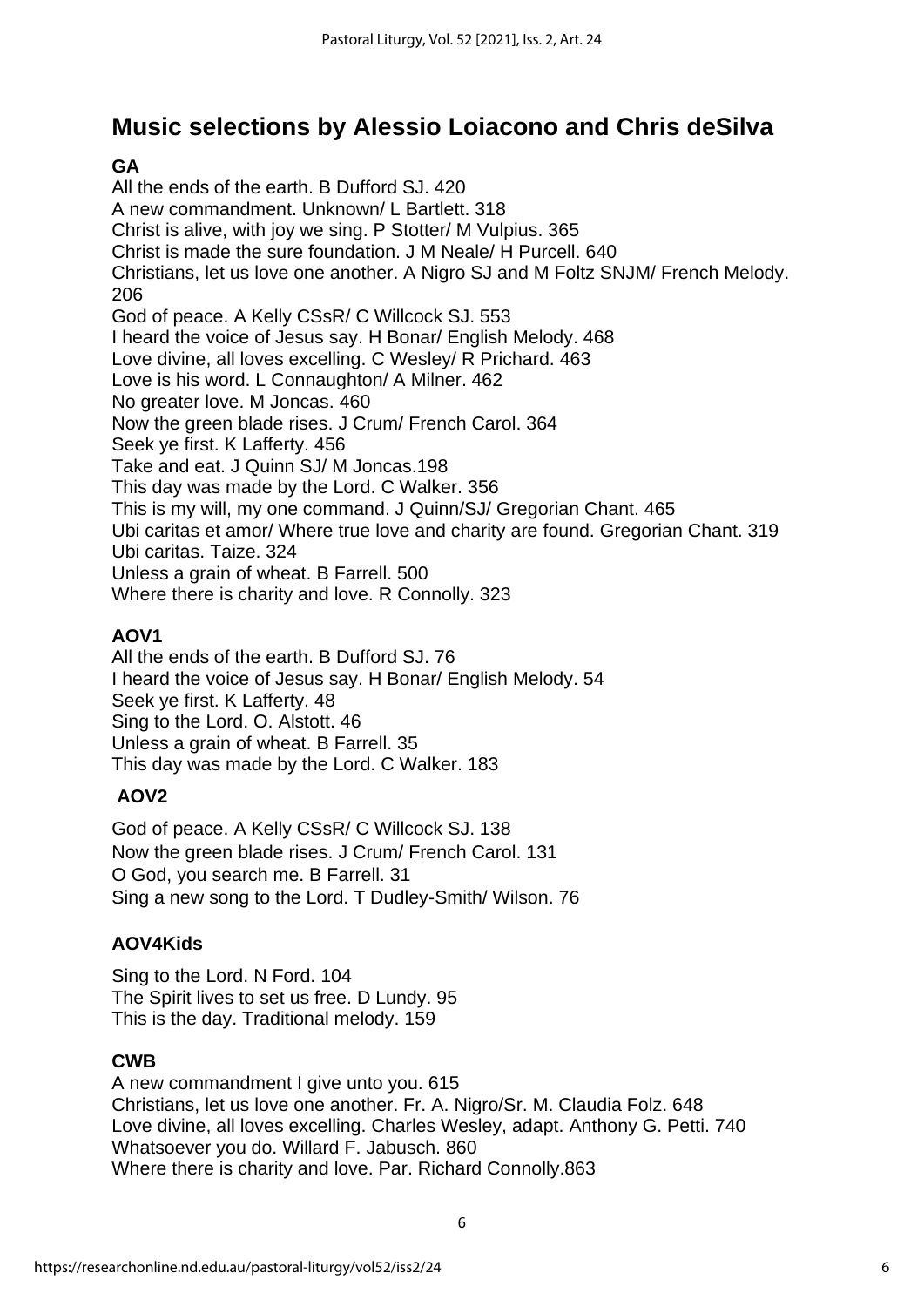## Music selections by Alessio Loiacono and Chris deSilva

**GA**

All the ends of the earth. B Dufford SJ. 420
A new commandment. Unknown/ L Bartlett. 318
Christ is alive, with joy we sing. P Stotter/ M Vulpius. 365
Christ is made the sure foundation. J M Neale/ H Purcell. 640
Christians, let us love one another. A Nigro SJ and M Foltz SNJM/ French Melody. 206
God of peace. A Kelly CSsR/ C Willcock SJ. 553
I heard the voice of Jesus say. H Bonar/ English Melody. 468
Love divine, all loves excelling. C Wesley/ R Prichard. 463
Love is his word. L Connaughton/ A Milner. 462
No greater love. M Joncas. 460
Now the green blade rises. J Crum/ French Carol. 364
Seek ye first. K Lafferty. 456
Take and eat. J Quinn SJ/ M Joncas.198
This day was made by the Lord. C Walker. 356
This is my will, my one command. J Quinn/SJ/ Gregorian Chant. 465
Ubi caritas et amor/ Where true love and charity are found. Gregorian Chant. 319
Ubi caritas. Taize. 324
Unless a grain of wheat. B Farrell. 500
Where there is charity and love. R Connolly. 323

**AOV1**

All the ends of the earth. B Dufford SJ. 76
I heard the voice of Jesus say. H Bonar/ English Melody. 54
Seek ye first. K Lafferty. 48
Sing to the Lord. O. Alstott. 46
Unless a grain of wheat. B Farrell. 35
This day was made by the Lord. C Walker. 183

**AOV2**

God of peace. A Kelly CSsR/ C Willcock SJ. 138
Now the green blade rises. J Crum/ French Carol. 131
O God, you search me. B Farrell. 31
Sing a new song to the Lord. T Dudley-Smith/ Wilson. 76

**AOV4Kids**

Sing to the Lord. N Ford. 104
The Spirit lives to set us free. D Lundy. 95
This is the day. Traditional melody. 159

**CWB**

A new commandment I give unto you. 615
Christians, let us love one another. Fr. A. Nigro/Sr. M. Claudia Folz. 648
Love divine, all loves excelling. Charles Wesley, adapt. Anthony G. Petti. 740
Whatsoever you do. Willard F. Jabusch. 860
Where there is charity and love. Par. Richard Connolly.863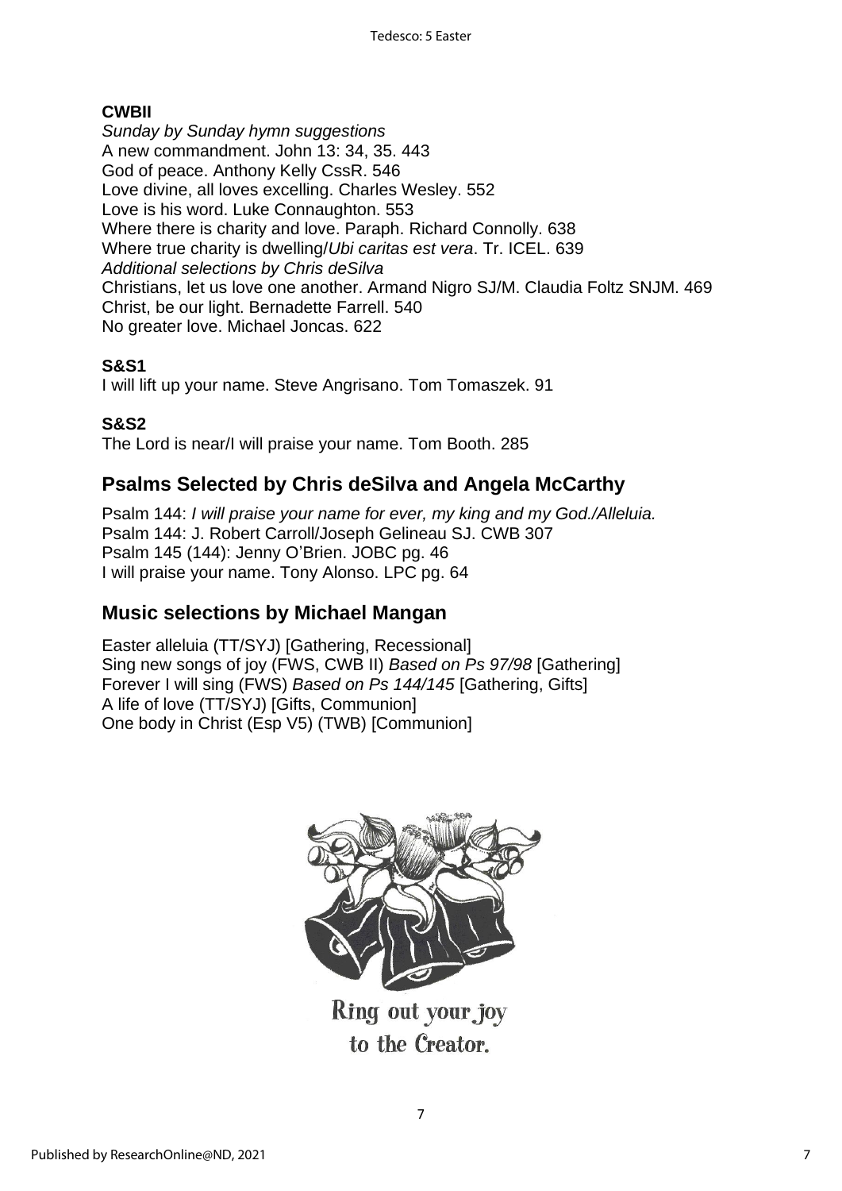**CWBII**

*Sunday by Sunday hymn suggestions*

A new commandment. John 13: 34, 35. 443
God of peace. Anthony Kelly CssR. 546
Love divine, all loves excelling. Charles Wesley. 552
Love is his word. Luke Connaughton. 553
Where there is charity and love. Paraph. Richard Connolly. 638
Where true charity is dwelling/*Ubi caritas est vera*. Tr. ICEL. 639

*Additional selections by Chris deSilva*

Christians, let us love one another. Armand Nigro SJ/M. Claudia Foltz SNJM. 469
Christ, be our light. Bernadette Farrell. 540
No greater love. Michael Joncas. 622

**S&S1**

I will lift up your name. Steve Angrisano. Tom Tomaszek. 91

**S&S2**

The Lord is near/I will praise your name. Tom Booth. 285

## Psalms Selected by Chris deSilva and Angela McCarthy

Psalm 144: *I will praise your name for ever, my king and my God./Alleluia.*
Psalm 144: J. Robert Carroll/Joseph Gelineau SJ. CWB 307
Psalm 145 (144): Jenny O'Brien. JOBC pg. 46
I will praise your name. Tony Alonso. LPC pg. 64

## Music selections by Michael Mangan

Easter alleluia (TT/SYJ) [Gathering, Recessional]
Sing new songs of joy (FWS, CWB II) *Based on Ps 97/98* [Gathering]
Forever I will sing (FWS) *Based on Ps 144/145* [Gathering, Gifts]
A life of love (TT/SYJ) [Gifts, Communion]
One body in Christ (Esp V5) (TWB) [Communion]

Ring out your joy
to the Creator.